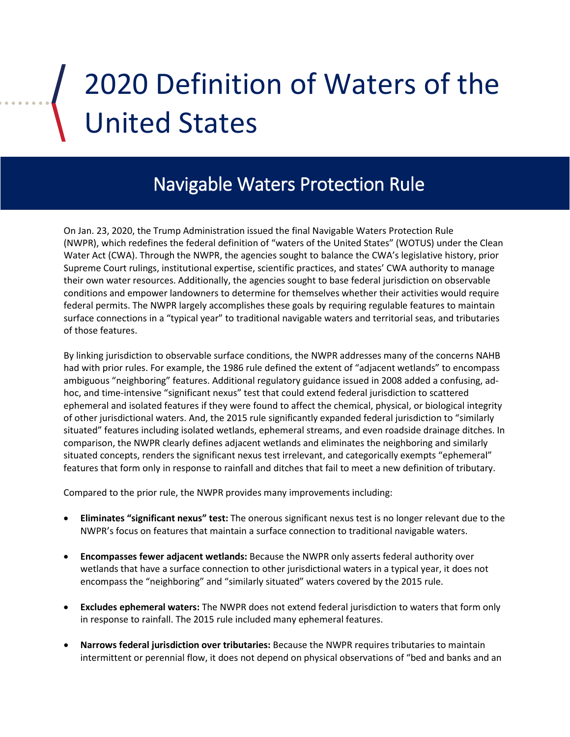# 2020 Definition of Waters of the United States

## Navigable Waters Protection Rule

On Jan. 23, 2020, the Trump Administration issued the final Navigable Waters Protection Rule (NWPR), which redefines the federal definition of "waters of the United States" (WOTUS) under the Clean Water Act (CWA). Through the NWPR, the agencies sought to balance the CWA's legislative history, prior Supreme Court rulings, institutional expertise, scientific practices, and states' CWA authority to manage their own water resources. Additionally, the agencies sought to base federal jurisdiction on observable conditions and empower landowners to determine for themselves whether their activities would require federal permits. The NWPR largely accomplishes these goals by requiring regulable features to maintain surface connections in a "typical year" to traditional navigable waters and territorial seas, and tributaries of those features.

By linking jurisdiction to observable surface conditions, the NWPR addresses many of the concerns NAHB had with prior rules. For example, the 1986 rule defined the extent of "adjacent wetlands" to encompass ambiguous "neighboring" features. Additional regulatory guidance issued in 2008 added a confusing, ad-hoc, and time-intensive "significant nexus" test that could extend federal jurisdiction to scattered ephemeral and isolated features if they were found to affect the chemical, physical, or biological integrity of other jurisdictional waters. And, the 2015 rule significantly expanded federal jurisdiction to "similarly situated" features including isolated wetlands, ephemeral streams, and even roadside drainage ditches. In comparison, the NWPR clearly defines adjacent wetlands and eliminates the neighboring and similarly situated concepts, renders the significant nexus test irrelevant, and categorically exempts "ephemeral" features that form only in response to rainfall and ditches that fail to meet a new definition of tributary.

Compared to the prior rule, the NWPR provides many improvements including:

- **Eliminates "significant nexus" test:** The onerous significant nexus test is no longer relevant due to the NWPR's focus on features that maintain a surface connection to traditional navigable waters.
- **Encompasses fewer adjacent wetlands:** Because the NWPR only asserts federal authority over wetlands that have a surface connection to other jurisdictional waters in a typical year, it does not encompass the "neighboring" and "similarly situated" waters covered by the 2015 rule.
- **Excludes ephemeral waters:** The NWPR does not extend federal jurisdiction to waters that form only in response to rainfall. The 2015 rule included many ephemeral features.
- **Narrows federal jurisdiction over tributaries:** Because the NWPR requires tributaries to maintain intermittent or perennial flow, it does not depend on physical observations of "bed and banks and an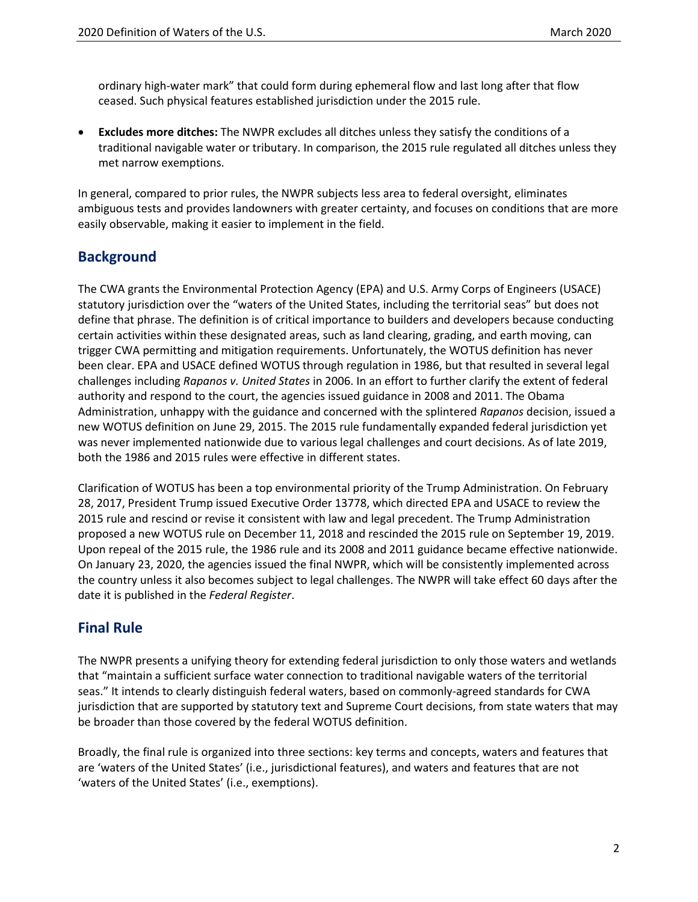ordinary high-water mark" that could form during ephemeral flow and last long after that flow ceased. Such physical features established jurisdiction under the 2015 rule.

- **Excludes more ditches:** The NWPR excludes all ditches unless they satisfy the conditions of a traditional navigable water or tributary. In comparison, the 2015 rule regulated all ditches unless they met narrow exemptions.

In general, compared to prior rules, the NWPR subjects less area to federal oversight, eliminates ambiguous tests and provides landowners with greater certainty, and focuses on conditions that are more easily observable, making it easier to implement in the field.

## Background

The CWA grants the Environmental Protection Agency (EPA) and U.S. Army Corps of Engineers (USACE) statutory jurisdiction over the "waters of the United States, including the territorial seas" but does not define that phrase. The definition is of critical importance to builders and developers because conducting certain activities within these designated areas, such as land clearing, grading, and earth moving, can trigger CWA permitting and mitigation requirements. Unfortunately, the WOTUS definition has never been clear. EPA and USACE defined WOTUS through regulation in 1986, but that resulted in several legal challenges including *Rapanos v. United States* in 2006. In an effort to further clarify the extent of federal authority and respond to the court, the agencies issued guidance in 2008 and 2011. The Obama Administration, unhappy with the guidance and concerned with the splintered *Rapanos* decision, issued a new WOTUS definition on June 29, 2015. The 2015 rule fundamentally expanded federal jurisdiction yet was never implemented nationwide due to various legal challenges and court decisions. As of late 2019, both the 1986 and 2015 rules were effective in different states.

Clarification of WOTUS has been a top environmental priority of the Trump Administration. On February 28, 2017, President Trump issued Executive Order 13778, which directed EPA and USACE to review the 2015 rule and rescind or revise it consistent with law and legal precedent. The Trump Administration proposed a new WOTUS rule on December 11, 2018 and rescinded the 2015 rule on September 19, 2019. Upon repeal of the 2015 rule, the 1986 rule and its 2008 and 2011 guidance became effective nationwide. On January 23, 2020, the agencies issued the final NWPR, which will be consistently implemented across the country unless it also becomes subject to legal challenges. The NWPR will take effect 60 days after the date it is published in the *Federal Register*.

## Final Rule

The NWPR presents a unifying theory for extending federal jurisdiction to only those waters and wetlands that "maintain a sufficient surface water connection to traditional navigable waters of the territorial seas." It intends to clearly distinguish federal waters, based on commonly-agreed standards for CWA jurisdiction that are supported by statutory text and Supreme Court decisions, from state waters that may be broader than those covered by the federal WOTUS definition.

Broadly, the final rule is organized into three sections: key terms and concepts, waters and features that are 'waters of the United States' (i.e., jurisdictional features), and waters and features that are not 'waters of the United States' (i.e., exemptions).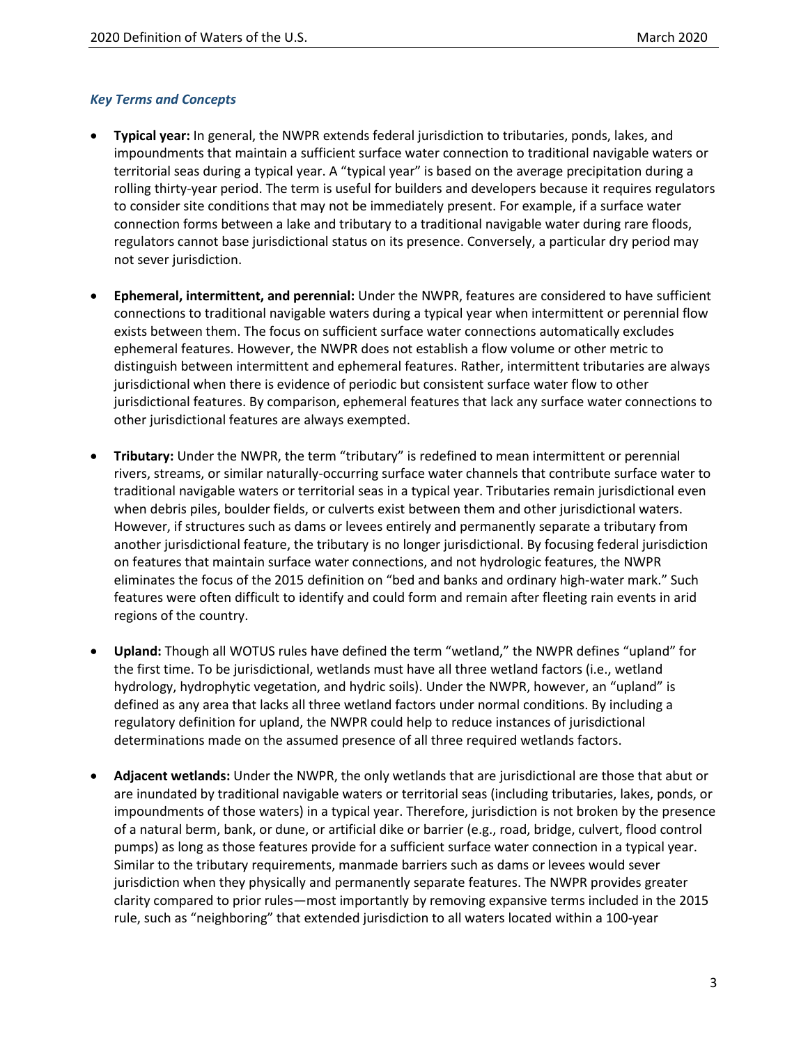### *Key Terms and Concepts*

- **Typical year:** In general, the NWPR extends federal jurisdiction to tributaries, ponds, lakes, and impoundments that maintain a sufficient surface water connection to traditional navigable waters or territorial seas during a typical year. A "typical year" is based on the average precipitation during a rolling thirty-year period. The term is useful for builders and developers because it requires regulators to consider site conditions that may not be immediately present. For example, if a surface water connection forms between a lake and tributary to a traditional navigable water during rare floods, regulators cannot base jurisdictional status on its presence. Conversely, a particular dry period may not sever jurisdiction.

- **Ephemeral, intermittent, and perennial:** Under the NWPR, features are considered to have sufficient connections to traditional navigable waters during a typical year when intermittent or perennial flow exists between them. The focus on sufficient surface water connections automatically excludes ephemeral features. However, the NWPR does not establish a flow volume or other metric to distinguish between intermittent and ephemeral features. Rather, intermittent tributaries are always jurisdictional when there is evidence of periodic but consistent surface water flow to other jurisdictional features. By comparison, ephemeral features that lack any surface water connections to other jurisdictional features are always exempted.

- **Tributary:** Under the NWPR, the term "tributary" is redefined to mean intermittent or perennial rivers, streams, or similar naturally-occurring surface water channels that contribute surface water to traditional navigable waters or territorial seas in a typical year. Tributaries remain jurisdictional even when debris piles, boulder fields, or culverts exist between them and other jurisdictional waters. However, if structures such as dams or levees entirely and permanently separate a tributary from another jurisdictional feature, the tributary is no longer jurisdictional. By focusing federal jurisdiction on features that maintain surface water connections, and not hydrologic features, the NWPR eliminates the focus of the 2015 definition on "bed and banks and ordinary high-water mark." Such features were often difficult to identify and could form and remain after fleeting rain events in arid regions of the country.

- **Upland:** Though all WOTUS rules have defined the term "wetland," the NWPR defines "upland" for the first time. To be jurisdictional, wetlands must have all three wetland factors (i.e., wetland hydrology, hydrophytic vegetation, and hydric soils). Under the NWPR, however, an "upland" is defined as any area that lacks all three wetland factors under normal conditions. By including a regulatory definition for upland, the NWPR could help to reduce instances of jurisdictional determinations made on the assumed presence of all three required wetlands factors.

- **Adjacent wetlands:** Under the NWPR, the only wetlands that are jurisdictional are those that abut or are inundated by traditional navigable waters or territorial seas (including tributaries, lakes, ponds, or impoundments of those waters) in a typical year. Therefore, jurisdiction is not broken by the presence of a natural berm, bank, or dune, or artificial dike or barrier (e.g., road, bridge, culvert, flood control pumps) as long as those features provide for a sufficient surface water connection in a typical year. Similar to the tributary requirements, manmade barriers such as dams or levees would sever jurisdiction when they physically and permanently separate features. The NWPR provides greater clarity compared to prior rules—most importantly by removing expansive terms included in the 2015 rule, such as "neighboring" that extended jurisdiction to all waters located within a 100-year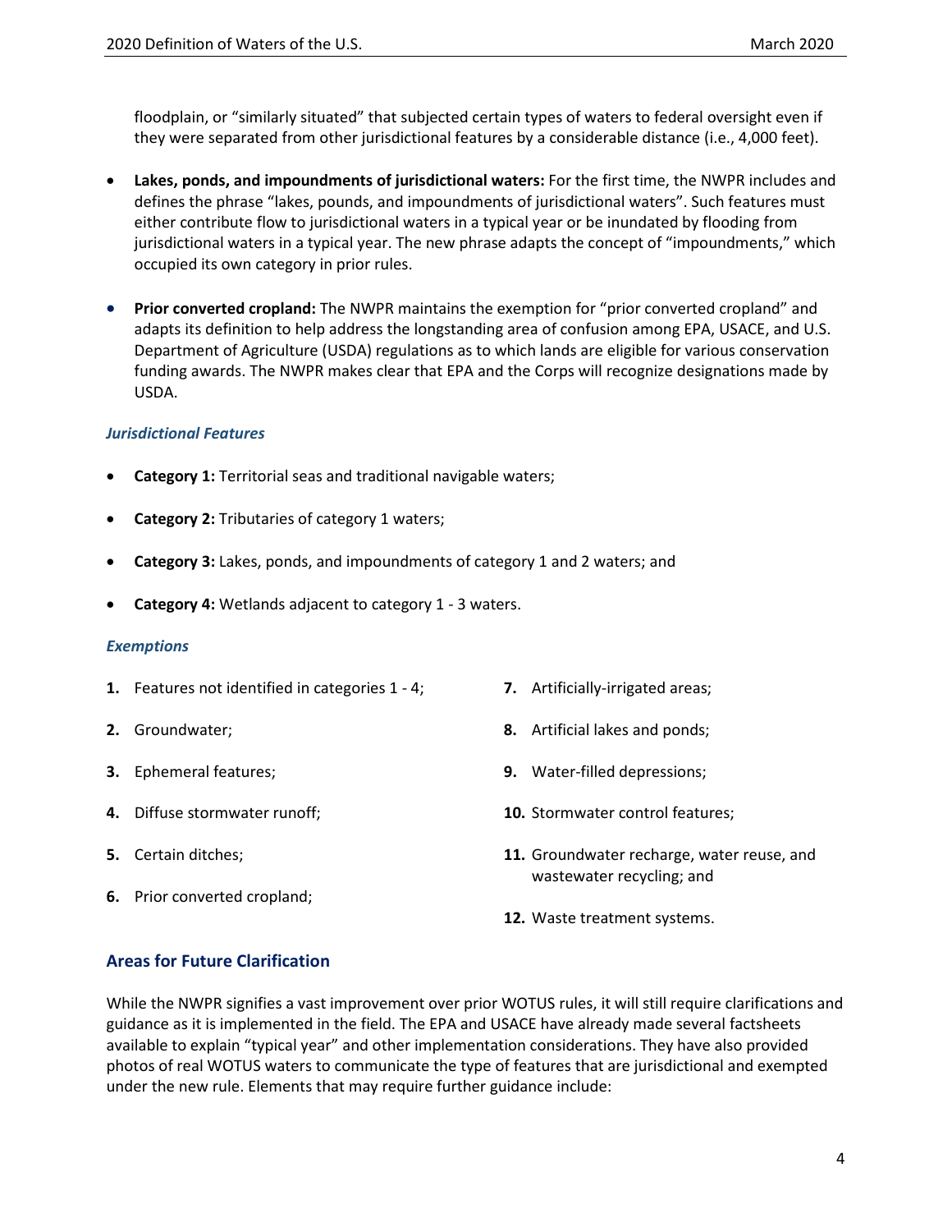floodplain, or "similarly situated" that subjected certain types of waters to federal oversight even if they were separated from other jurisdictional features by a considerable distance (i.e., 4,000 feet).

- **Lakes, ponds, and impoundments of jurisdictional waters:** For the first time, the NWPR includes and defines the phrase "lakes, pounds, and impoundments of jurisdictional waters". Such features must either contribute flow to jurisdictional waters in a typical year or be inundated by flooding from jurisdictional waters in a typical year. The new phrase adapts the concept of "impoundments," which occupied its own category in prior rules.

- **Prior converted cropland:** The NWPR maintains the exemption for "prior converted cropland" and adapts its definition to help address the longstanding area of confusion among EPA, USACE, and U.S. Department of Agriculture (USDA) regulations as to which lands are eligible for various conservation funding awards. The NWPR makes clear that EPA and the Corps will recognize designations made by USDA.

### *Jurisdictional Features*

- **Category 1:** Territorial seas and traditional navigable waters;
- **Category 2:** Tributaries of category 1 waters;
- **Category 3:** Lakes, ponds, and impoundments of category 1 and 2 waters; and
- **Category 4:** Wetlands adjacent to category 1 - 3 waters.

### *Exemptions*

1. Features not identified in categories 1 - 4;
2. Groundwater;
3. Ephemeral features;
4. Diffuse stormwater runoff;
5. Certain ditches;
6. Prior converted cropland;
7. Artificially-irrigated areas;
8. Artificial lakes and ponds;
9. Water-filled depressions;
10. Stormwater control features;
11. Groundwater recharge, water reuse, and wastewater recycling; and
12. Waste treatment systems.

## Areas for Future Clarification

While the NWPR signifies a vast improvement over prior WOTUS rules, it will still require clarifications and guidance as it is implemented in the field. The EPA and USACE have already made several factsheets available to explain "typical year" and other implementation considerations. They have also provided photos of real WOTUS waters to communicate the type of features that are jurisdictional and exempted under the new rule. Elements that may require further guidance include: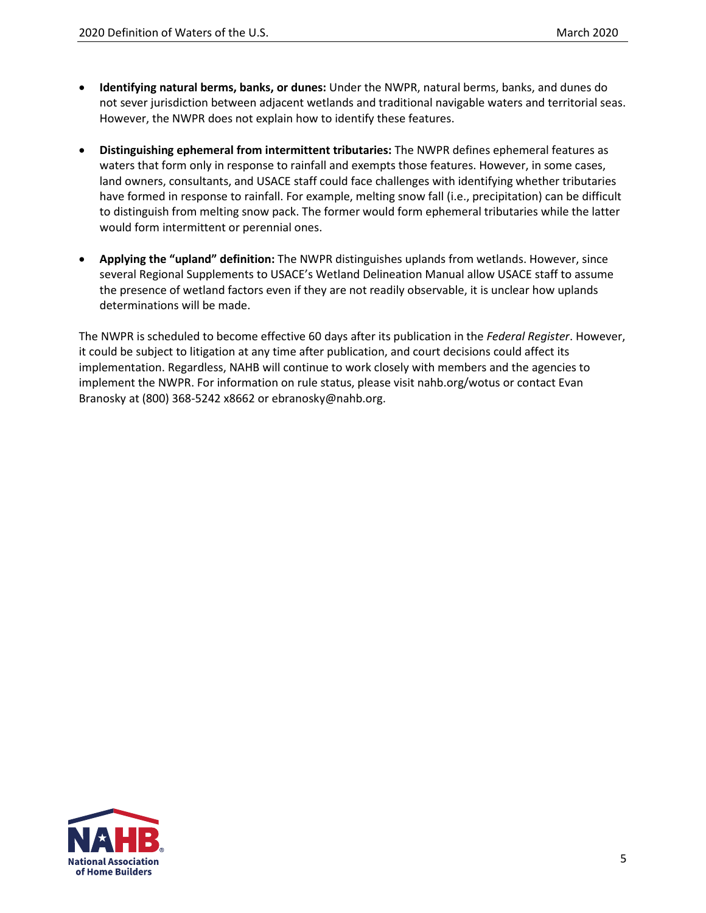- **Identifying natural berms, banks, or dunes:** Under the NWPR, natural berms, banks, and dunes do not sever jurisdiction between adjacent wetlands and traditional navigable waters and territorial seas. However, the NWPR does not explain how to identify these features.
- **Distinguishing ephemeral from intermittent tributaries:** The NWPR defines ephemeral features as waters that form only in response to rainfall and exempts those features. However, in some cases, land owners, consultants, and USACE staff could face challenges with identifying whether tributaries have formed in response to rainfall. For example, melting snow fall (i.e., precipitation) can be difficult to distinguish from melting snow pack. The former would form ephemeral tributaries while the latter would form intermittent or perennial ones.
- **Applying the "upland" definition:** The NWPR distinguishes uplands from wetlands. However, since several Regional Supplements to USACE's Wetland Delineation Manual allow USACE staff to assume the presence of wetland factors even if they are not readily observable, it is unclear how uplands determinations will be made.

The NWPR is scheduled to become effective 60 days after its publication in the *Federal Register*. However, it could be subject to litigation at any time after publication, and court decisions could affect its implementation. Regardless, NAHB will continue to work closely with members and the agencies to implement the NWPR. For information on rule status, please visit nahb.org/wotus or contact Evan Branosky at (800) 368-5242 x8662 or ebranosky@nahb.org.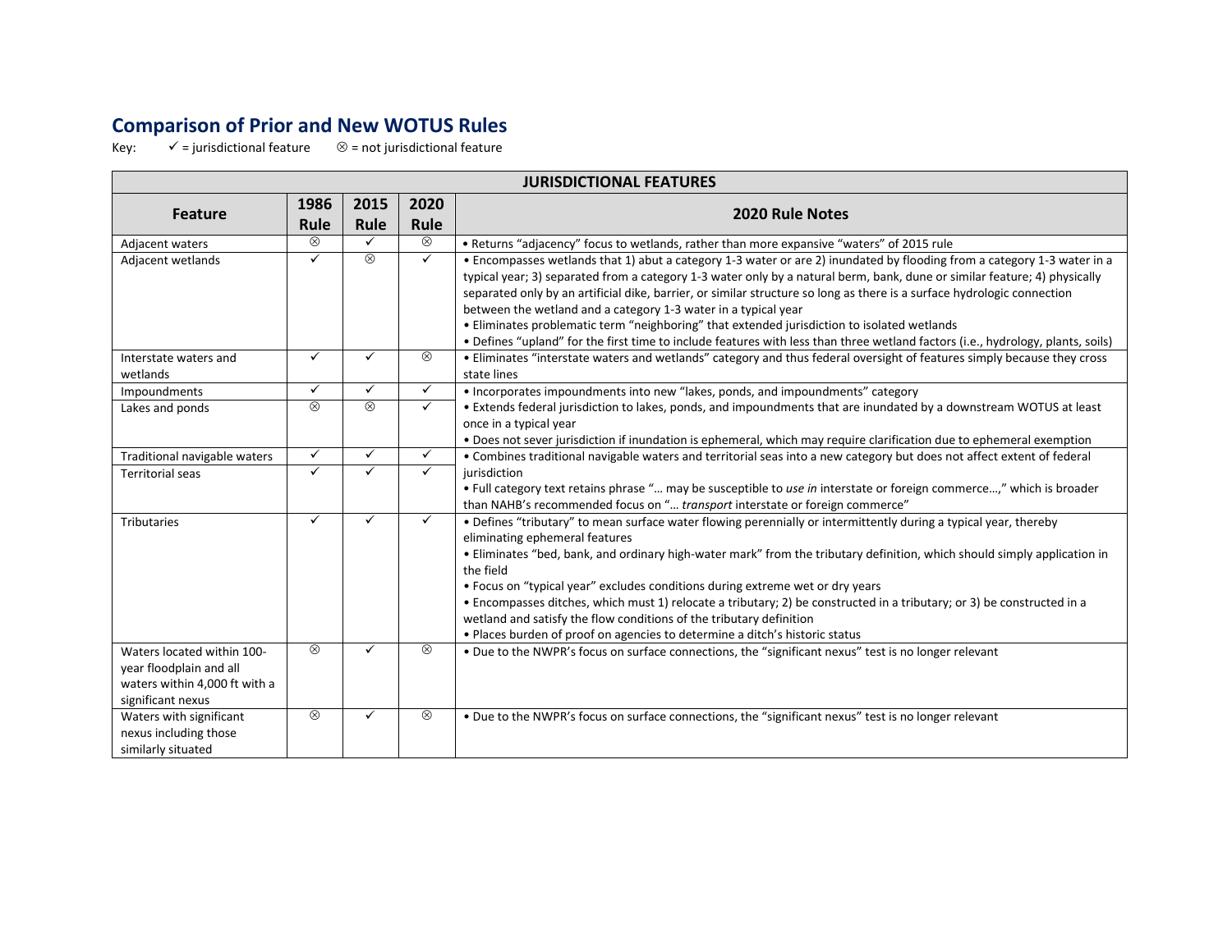## Comparison of Prior and New WOTUS Rules

Key: ✓ = jurisdictional feature ⊗ = not jurisdictional feature

| JURISDICTIONAL FEATURES | | | | |
|---|---|---|---|---|
| **Feature** | **1986 Rule** | **2015 Rule** | **2020 Rule** | **2020 Rule Notes** |
| Adjacent waters | ⊗ | ✓ | ⊗ | • Returns "adjacency" focus to wetlands, rather than more expansive "waters" of 2015 rule |
| Adjacent wetlands | ✓ | ⊗ | ✓ | • Encompasses wetlands that 1) abut a category 1-3 water or are 2) inundated by flooding from a category 1-3 water in a typical year; 3) separated from a category 1-3 water only by a natural berm, bank, dune or similar feature; 4) physically separated only by an artificial dike, barrier, or similar structure so long as there is a surface hydrologic connection between the wetland and a category 1-3 water in a typical year<br>• Eliminates problematic term "neighboring" that extended jurisdiction to isolated wetlands<br>• Defines "upland" for the first time to include features with less than three wetland factors (i.e., hydrology, plants, soils) |
| Interstate waters and wetlands | ✓ | ✓ | ⊗ | • Eliminates "interstate waters and wetlands" category and thus federal oversight of features simply because they cross state lines |
| Impoundments | ✓ | ✓ | ✓ | • Incorporates impoundments into new "lakes, ponds, and impoundments" category<br>• Extends federal jurisdiction to lakes, ponds, and impoundments that are inundated by a downstream WOTUS at least once in a typical year<br>• Does not sever jurisdiction if inundation is ephemeral, which may require clarification due to ephemeral exemption |
| Lakes and ponds | ⊗ | ⊗ | ✓ | |
| Traditional navigable waters | ✓ | ✓ | ✓ | • Combines traditional navigable waters and territorial seas into a new category but does not affect extent of federal jurisdiction<br>• Full category text retains phrase "… may be susceptible to *use in* interstate or foreign commerce…," which is broader than NAHB's recommended focus on "… *transport* interstate or foreign commerce" |
| Territorial seas | ✓ | ✓ | ✓ | |
| Tributaries | ✓ | ✓ | ✓ | • Defines "tributary" to mean surface water flowing perennially or intermittently during a typical year, thereby eliminating ephemeral features<br>• Eliminates "bed, bank, and ordinary high-water mark" from the tributary definition, which should simply application in the field<br>• Focus on "typical year" excludes conditions during extreme wet or dry years<br>• Encompasses ditches, which must 1) relocate a tributary; 2) be constructed in a tributary; or 3) be constructed in a wetland and satisfy the flow conditions of the tributary definition<br>• Places burden of proof on agencies to determine a ditch's historic status |
| Waters located within 100-year floodplain and all waters within 4,000 ft with a significant nexus | ⊗ | ✓ | ⊗ | • Due to the NWPR's focus on surface connections, the "significant nexus" test is no longer relevant |
| Waters with significant nexus including those similarly situated | ⊗ | ✓ | ⊗ | • Due to the NWPR's focus on surface connections, the "significant nexus" test is no longer relevant |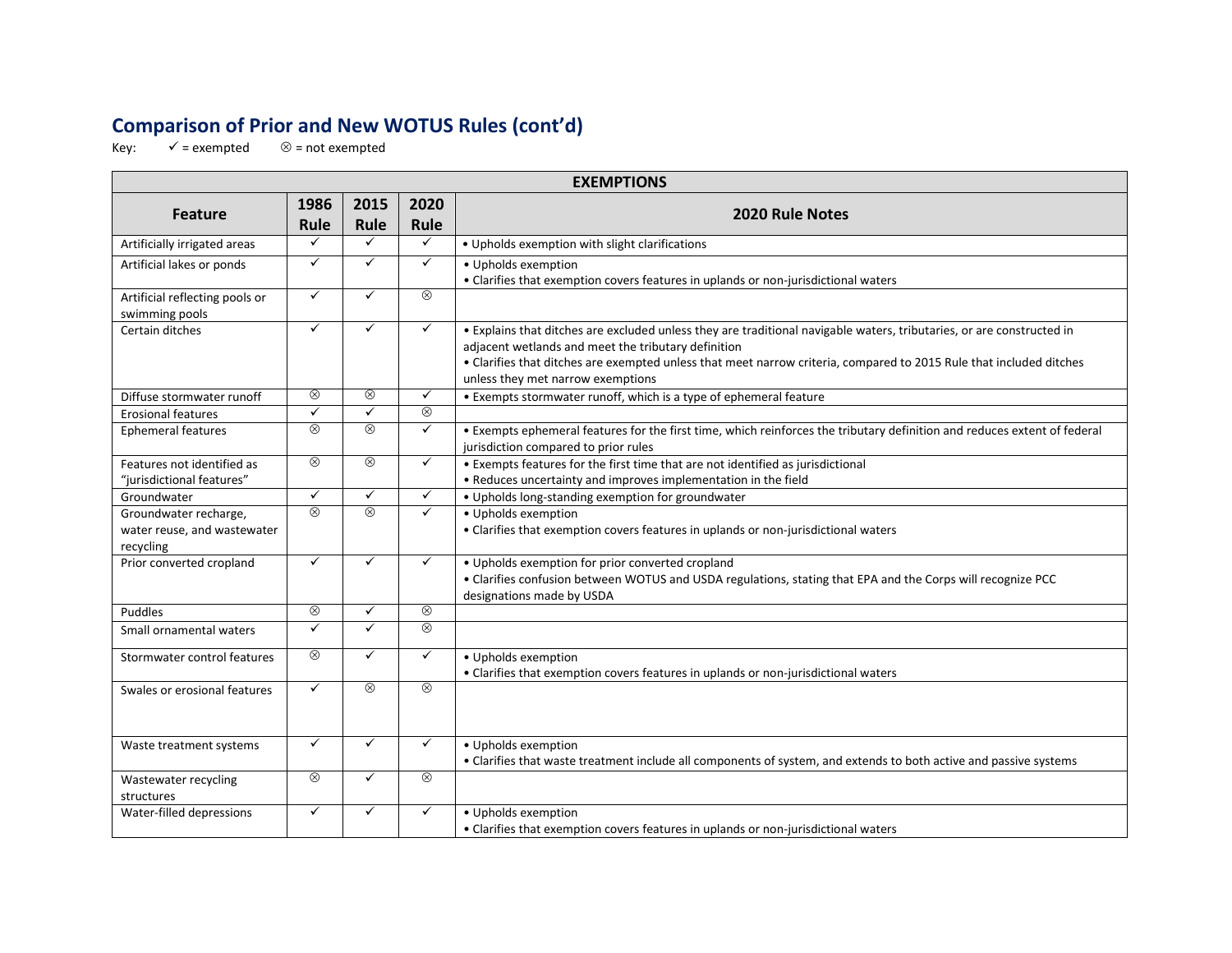## Comparison of Prior and New WOTUS Rules (cont'd)

Key: ✓ = exempted ⊗ = not exempted

| EXEMPTIONS | | | | |
|---|---|---|---|---|
| **Feature** | **1986 Rule** | **2015 Rule** | **2020 Rule** | **2020 Rule Notes** |
| Artificially irrigated areas | ✓ | ✓ | ✓ | • Upholds exemption with slight clarifications |
| Artificial lakes or ponds | ✓ | ✓ | ✓ | • Upholds exemption<br>• Clarifies that exemption covers features in uplands or non-jurisdictional waters |
| Artificial reflecting pools or swimming pools | ✓ | ✓ | ⊗ | |
| Certain ditches | ✓ | ✓ | ✓ | • Explains that ditches are excluded unless they are traditional navigable waters, tributaries, or are constructed in adjacent wetlands and meet the tributary definition<br>• Clarifies that ditches are exempted unless that meet narrow criteria, compared to 2015 Rule that included ditches unless they met narrow exemptions |
| Diffuse stormwater runoff | ⊗ | ⊗ | ✓ | • Exempts stormwater runoff, which is a type of ephemeral feature |
| Erosional features | ✓ | ✓ | ⊗ | |
| Ephemeral features | ⊗ | ⊗ | ✓ | • Exempts ephemeral features for the first time, which reinforces the tributary definition and reduces extent of federal jurisdiction compared to prior rules |
| Features not identified as "jurisdictional features" | ⊗ | ⊗ | ✓ | • Exempts features for the first time that are not identified as jurisdictional<br>• Reduces uncertainty and improves implementation in the field |
| Groundwater | ✓ | ✓ | ✓ | • Upholds long-standing exemption for groundwater |
| Groundwater recharge, water reuse, and wastewater recycling | ⊗ | ⊗ | ✓ | • Upholds exemption<br>• Clarifies that exemption covers features in uplands or non-jurisdictional waters |
| Prior converted cropland | ✓ | ✓ | ✓ | • Upholds exemption for prior converted cropland<br>• Clarifies confusion between WOTUS and USDA regulations, stating that EPA and the Corps will recognize PCC designations made by USDA |
| Puddles | ⊗ | ✓ | ⊗ | |
| Small ornamental waters | ✓ | ✓ | ⊗ | |
| Stormwater control features | ⊗ | ✓ | ✓ | • Upholds exemption<br>• Clarifies that exemption covers features in uplands or non-jurisdictional waters |
| Swales or erosional features | ✓ | ⊗ | ⊗ | |
| Waste treatment systems | ✓ | ✓ | ✓ | • Upholds exemption<br>• Clarifies that waste treatment include all components of system, and extends to both active and passive systems |
| Wastewater recycling structures | ⊗ | ✓ | ⊗ | |
| Water-filled depressions | ✓ | ✓ | ✓ | • Upholds exemption<br>• Clarifies that exemption covers features in uplands or non-jurisdictional waters |